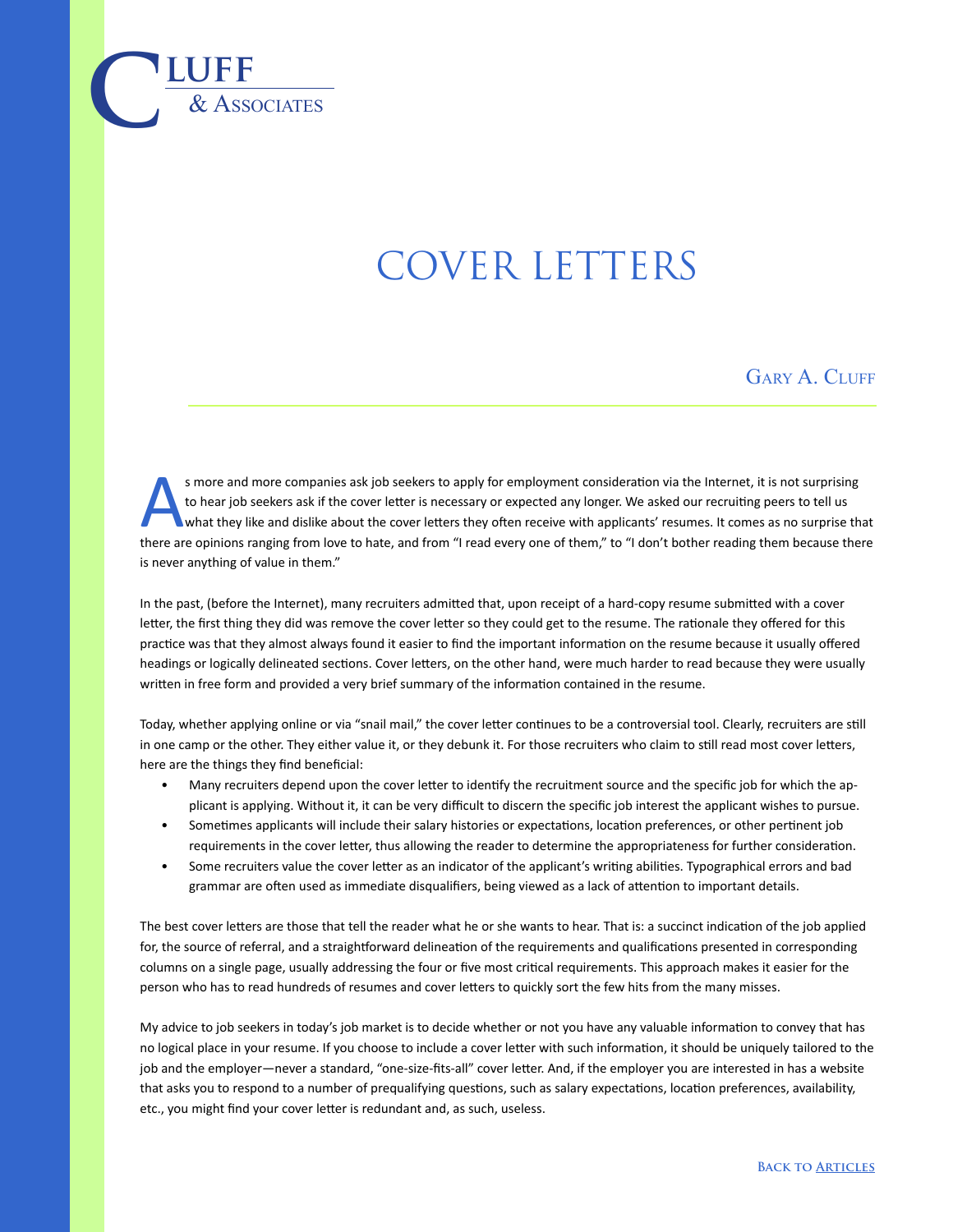Cluff & Associates

# COVER LETTERS

Gary A. Cluff

As more and more companies ask job seekers to apply for employment consideration via the Internet, it is not surprising to hear job seekers ask if the cover letter is necessary or expected any longer. We asked our recruiting peers to tell us what they like and dislike about the cover letters they often receive with applicants' resumes. It comes as no surprise that there are opinions ranging from love to hate, and from "I read every one of them," to "I don't bother reading them because there is never anything of value in them."

In the past, (before the Internet), many recruiters admitted that, upon receipt of a hard-copy resume submitted with a cover letter, the first thing they did was remove the cover letter so they could get to the resume. The rationale they offered for this practice was that they almost always found it easier to find the important information on the resume because it usually offered headings or logically delineated sections. Cover letters, on the other hand, were much harder to read because they were usually written in free form and provided a very brief summary of the information contained in the resume.

Today, whether applying online or via "snail mail," the cover letter continues to be a controversial tool. Clearly, recruiters are still in one camp or the other. They either value it, or they debunk it. For those recruiters who claim to still read most cover letters, here are the things they find beneficial:

- Many recruiters depend upon the cover letter to identify the recruitment source and the specific job for which the applicant is applying. Without it, it can be very difficult to discern the specific job interest the applicant wishes to pursue.
- Sometimes applicants will include their salary histories or expectations, location preferences, or other pertinent job requirements in the cover letter, thus allowing the reader to determine the appropriateness for further consideration.
- Some recruiters value the cover letter as an indicator of the applicant's writing abilities. Typographical errors and bad grammar are often used as immediate disqualifiers, being viewed as a lack of attention to important details.

The best cover letters are those that tell the reader what he or she wants to hear. That is: a succinct indication of the job applied for, the source of referral, and a straightforward delineation of the requirements and qualifications presented in corresponding columns on a single page, usually addressing the four or five most critical requirements. This approach makes it easier for the person who has to read hundreds of resumes and cover letters to quickly sort the few hits from the many misses.

My advice to job seekers in today's job market is to decide whether or not you have any valuable information to convey that has no logical place in your resume. If you choose to include a cover letter with such information, it should be uniquely tailored to the job and the employer—never a standard, "one-size-fits-all" cover letter. And, if the employer you are interested in has a website that asks you to respond to a number of prequalifying questions, such as salary expectations, location preferences, availability, etc., you might find your cover letter is redundant and, as such, useless.

Back to Articles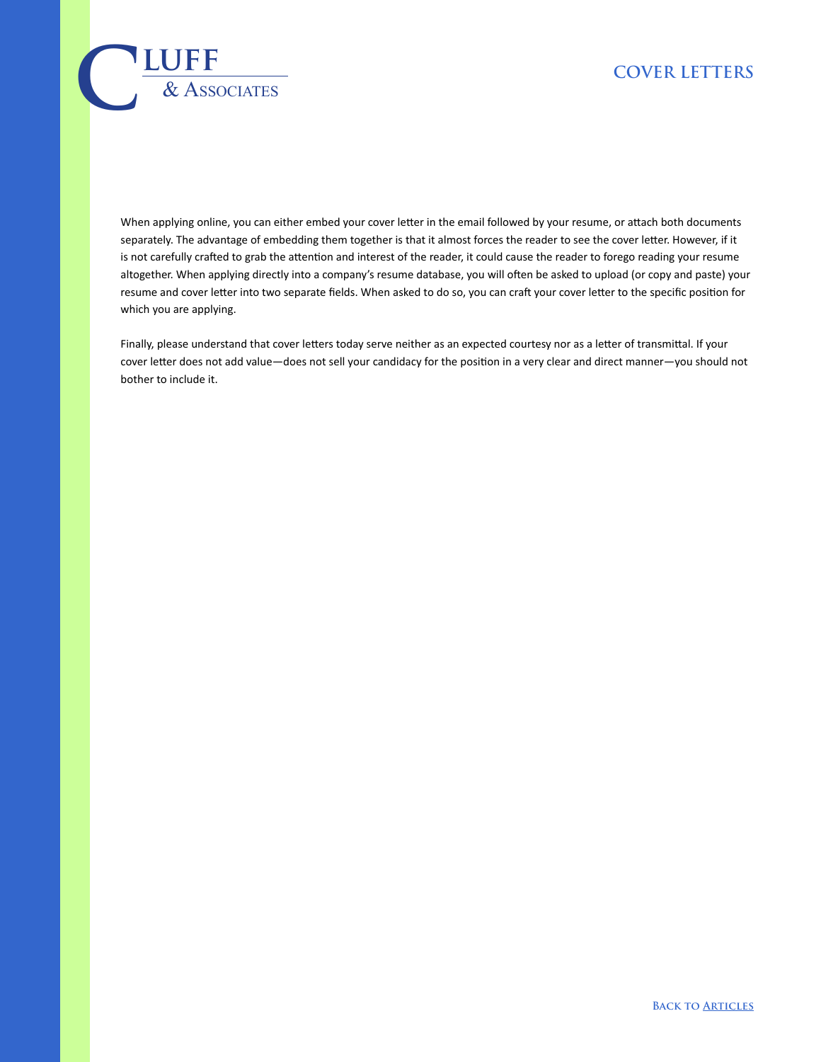When applying online, you can either embed your cover letter in the email followed by your resume, or attach both documents separately. The advantage of embedding them together is that it almost forces the reader to see the cover letter. However, if it is not carefully crafted to grab the attention and interest of the reader, it could cause the reader to forego reading your resume altogether. When applying directly into a company's resume database, you will often be asked to upload (or copy and paste) your resume and cover letter into two separate fields. When asked to do so, you can craft your cover letter to the specific position for which you are applying.

Finally, please understand that cover letters today serve neither as an expected courtesy nor as a letter of transmittal. If your cover letter does not add value—does not sell your candidacy for the position in a very clear and direct manner—you should not bother to include it.

Back to Articles